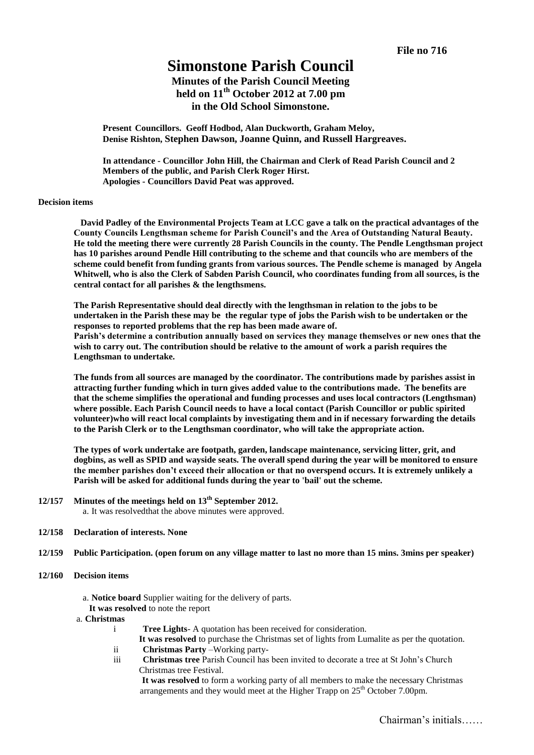**File no 716**

# Simonstone Parish Council

## Minutes of the Parish Council Meeting held on 11th October 2012 at 7.00 pm in the Old School Simonstone.

**Present Councillors. Geoff Hodbod, Alan Duckworth, Graham Meloy, Denise Rishton, Stephen Dawson, Joanne Quinn, and Russell Hargreaves.**

**In attendance - Councillor John Hill, the Chairman and Clerk of Read Parish Council and 2 Members of the public, and Parish Clerk Roger Hirst.**
**Apologies - Councillors David Peat was approved.**

**Decision items**

**David Padley of the Environmental Projects Team at LCC gave a talk on the practical advantages of the County Councils Lengthsman scheme for Parish Council's and the Area of Outstanding Natural Beauty. He told the meeting there were currently 28 Parish Councils in the county. The Pendle Lengthsman project has 10 parishes around Pendle Hill contributing to the scheme and that councils who are members of the scheme could benefit from funding grants from various sources. The Pendle scheme is managed by Angela Whitwell, who is also the Clerk of Sabden Parish Council, who coordinates funding from all sources, is the central contact for all parishes & the lengthsmens.**

**The Parish Representative should deal directly with the lengthsman in relation to the jobs to be undertaken in the Parish these may be the regular type of jobs the Parish wish to be undertaken or the responses to reported problems that the rep has been made aware of.**
**Parish's determine a contribution annually based on services they manage themselves or new ones that the wish to carry out. The contribution should be relative to the amount of work a parish requires the Lengthsman to undertake.**

**The funds from all sources are managed by the coordinator. The contributions made by parishes assist in attracting further funding which in turn gives added value to the contributions made. The benefits are that the scheme simplifies the operational and funding processes and uses local contractors (Lengthsman) where possible. Each Parish Council needs to have a local contact (Parish Councillor or public spirited volunteer)who will react local complaints by investigating them and in if necessary forwarding the details to the Parish Clerk or to the Lengthsman coordinator, who will take the appropriate action.**

**The types of work undertake are footpath, garden, landscape maintenance, servicing litter, grit, and dogbins, as well as SPID and wayside seats. The overall spend during the year will be monitored to ensure the member parishes don't exceed their allocation or that no overspend occurs. It is extremely unlikely a Parish will be asked for additional funds during the year to 'bail' out the scheme.**

**12/157 Minutes of the meetings held on 13th September 2012.**
a. It was resolvedthat the above minutes were approved.

**12/158 Declaration of interests. None**

**12/159 Public Participation. (open forum on any village matter to last no more than 15 mins. 3mins per speaker)**

**12/160 Decision items**

a. **Notice board** Supplier waiting for the delivery of parts.
**It was resolved** to note the report

a. **Christmas**

i **Tree Lights**- A quotation has been received for consideration.
**It was resolved** to purchase the Christmas set of lights from Lumalite as per the quotation.

ii **Christmas Party** –Working party-

iii **Christmas tree** Parish Council has been invited to decorate a tree at St John's Church Christmas tree Festival.
**It was resolved** to form a working party of all members to make the necessary Christmas arrangements and they would meet at the Higher Trapp on 25th October 7.00pm.

Chairman's initials……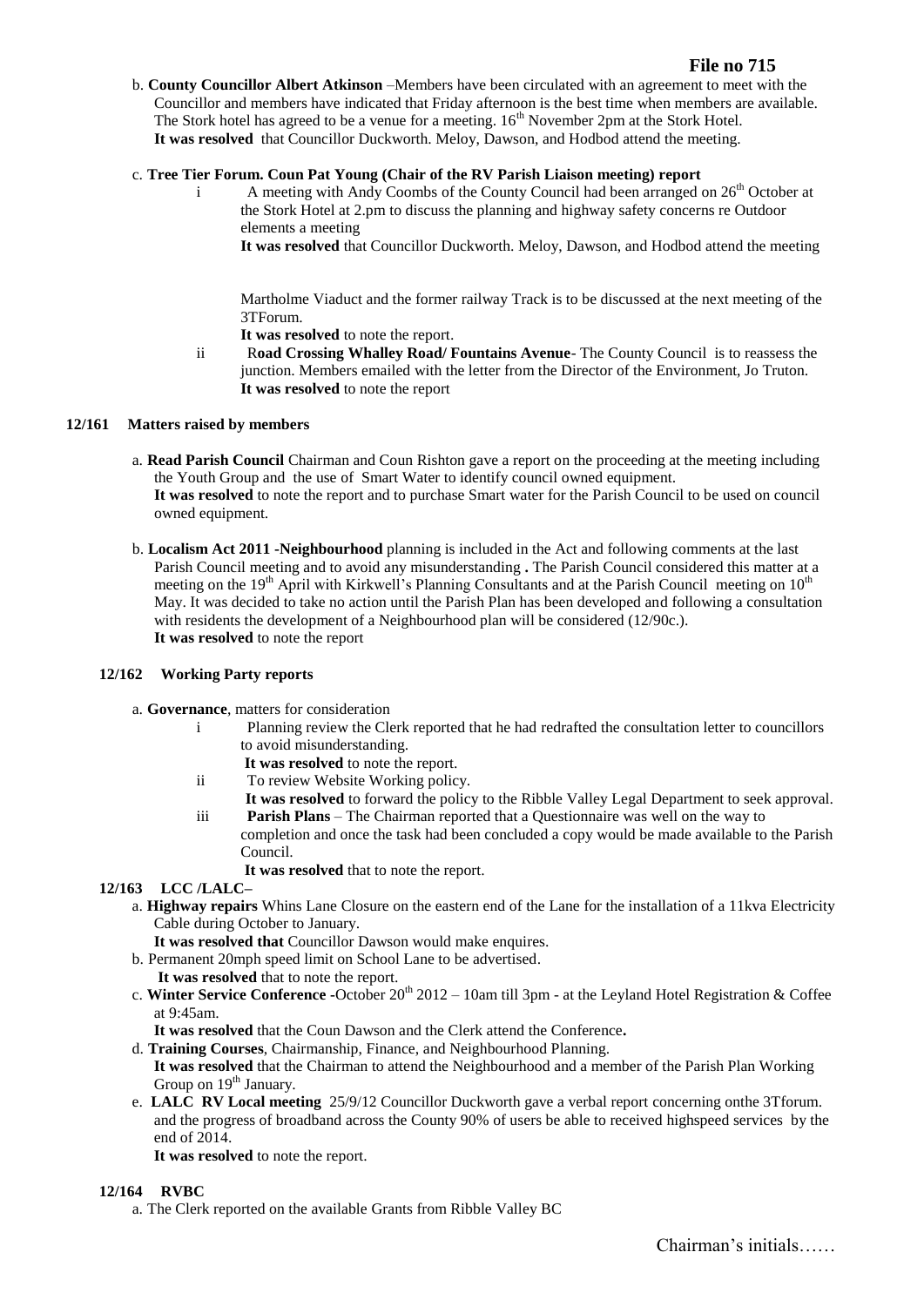**File no 715**

b. **County Councillor Albert Atkinson** –Members have been circulated with an agreement to meet with the Councillor and members have indicated that Friday afternoon is the best time when members are available. The Stork hotel has agreed to be a venue for a meeting. 16th November 2pm at the Stork Hotel.
**It was resolved** that Councillor Duckworth. Meloy, Dawson, and Hodbod attend the meeting.

c. **Tree Tier Forum. Coun Pat Young (Chair of the RV Parish Liaison meeting) report**

i A meeting with Andy Coombs of the County Council had been arranged on 26th October at the Stork Hotel at 2.pm to discuss the planning and highway safety concerns re Outdoor elements a meeting
**It was resolved** that Councillor Duckworth. Meloy, Dawson, and Hodbod attend the meeting

Martholme Viaduct and the former railway Track is to be discussed at the next meeting of the 3TForum.
**It was resolved** to note the report.

ii R**oad Crossing Whalley Road/ Fountains Avenue**- The County Council is to reassess the junction. Members emailed with the letter from the Director of the Environment, Jo Truton.
**It was resolved** to note the report

**12/161 Matters raised by members**

a. **Read Parish Council** Chairman and Coun Rishton gave a report on the proceeding at the meeting including the Youth Group and the use of Smart Water to identify council owned equipment.
**It was resolved** to note the report and to purchase Smart water for the Parish Council to be used on council owned equipment.

b. **Localism Act 2011 -Neighbourhood** planning is included in the Act and following comments at the last Parish Council meeting and to avoid any misunderstanding **.** The Parish Council considered this matter at a meeting on the 19th April with Kirkwell's Planning Consultants and at the Parish Council meeting on 10th May. It was decided to take no action until the Parish Plan has been developed and following a consultation with residents the development of a Neighbourhood plan will be considered (12/90c.).
**It was resolved** to note the report

**12/162 Working Party reports**

a. **Governance**, matters for consideration

i Planning review the Clerk reported that he had redrafted the consultation letter to councillors to avoid misunderstanding.
**It was resolved** to note the report.

ii To review Website Working policy.
**It was resolved** to forward the policy to the Ribble Valley Legal Department to seek approval.

iii **Parish Plans** – The Chairman reported that a Questionnaire was well on the way to completion and once the task had been concluded a copy would be made available to the Parish Council.
**It was resolved** that to note the report.

**12/163 LCC /LALC–**

a. **Highway repairs** Whins Lane Closure on the eastern end of the Lane for the installation of a 11kva Electricity Cable during October to January.
**It was resolved that** Councillor Dawson would make enquires.

b. Permanent 20mph speed limit on School Lane to be advertised.
**It was resolved** that to note the report.

c. **Winter Service Conference -**October 20th 2012 – 10am till 3pm - at the Leyland Hotel Registration & Coffee at 9:45am.
**It was resolved** that the Coun Dawson and the Clerk attend the Conference**.**

d. **Training Courses**, Chairmanship, Finance, and Neighbourhood Planning.
**It was resolved** that the Chairman to attend the Neighbourhood and a member of the Parish Plan Working Group on 19th January.

e. **LALC RV Local meeting** 25/9/12 Councillor Duckworth gave a verbal report concerning onthe 3Tforum. and the progress of broadband across the County 90% of users be able to received highspeed services by the end of 2014.
**It was resolved** to note the report.

**12/164 RVBC**

a. The Clerk reported on the available Grants from Ribble Valley BC

Chairman's initials……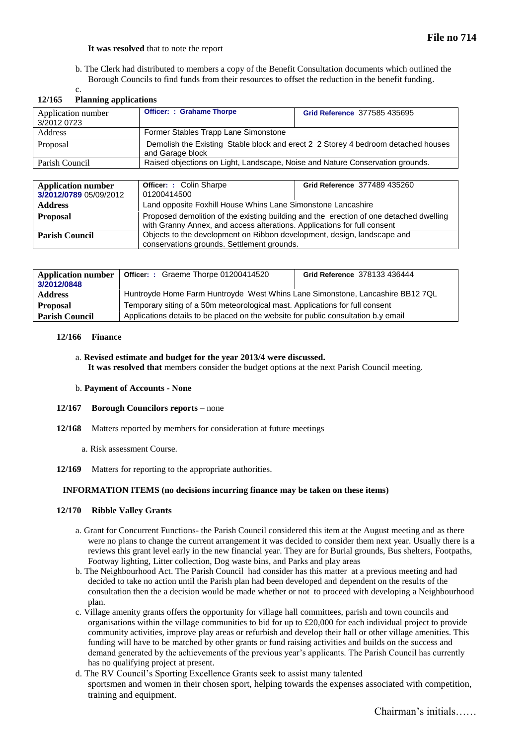**It was resolved** that to note the report

b. The Clerk had distributed to members a copy of the Benefit Consultation documents which outlined the Borough Councils to find funds from their resources to offset the reduction in the benefit funding.

c.

**12/165 Planning applications**

| Application number 3/2012 0723 | **Officer: : Grahame Thorpe** | **Grid Reference** 377585 435695 |
|---|---|---|
| Address | Former Stables Trapp Lane Simonstone | |
| Proposal | Demolish the Existing Stable block and erect 2 2 Storey 4 bedroom detached houses and Garage block | |
| Parish Council | Raised objections on Light, Landscape, Noise and Nature Conservation grounds. | |

| **Application number** 3/2012/0789 05/09/2012 | **Officer: :** Colin Sharpe 01200414500 | **Grid Reference** 377489 435260 |
|---|---|---|
| **Address** | Land opposite Foxhill House Whins Lane Simonstone Lancashire | |
| **Proposal** | Proposed demolition of the existing building and the erection of one detached dwelling with Granny Annex, and access alterations. Applications for full consent | |
| **Parish Council** | Objects to the development on Ribbon development, design, landscape and conservations grounds. Settlement grounds. | |

| **Application number** 3/2012/0848 | **Officer: :** Graeme Thorpe 01200414520 | **Grid Reference** 378133 436444 |
|---|---|---|
| **Address** | Huntroyde Home Farm Huntroyde West Whins Lane Simonstone, Lancashire BB12 7QL | |
| **Proposal** | Temporary siting of a 50m meteorological mast. Applications for full consent | |
| **Parish Council** | Applications details to be placed on the website for public consultation b.y email | |

**12/166 Finance**

a. **Revised estimate and budget for the year 2013/4 were discussed.**
**It was resolved that** members consider the budget options at the next Parish Council meeting.

b. **Payment of Accounts - None**

**12/167 Borough Councilors reports** – none

**12/168** Matters reported by members for consideration at future meetings

a. Risk assessment Course.

**12/169** Matters for reporting to the appropriate authorities.

**INFORMATION ITEMS (no decisions incurring finance may be taken on these items)**

**12/170 Ribble Valley Grants**

a. Grant for Concurrent Functions- the Parish Council considered this item at the August meeting and as there were no plans to change the current arrangement it was decided to consider them next year. Usually there is a reviews this grant level early in the new financial year. They are for Burial grounds, Bus shelters, Footpaths, Footway lighting, Litter collection, Dog waste bins, and Parks and play areas

b. The Neighbourhood Act. The Parish Council had consider has this matter at a previous meeting and had decided to take no action until the Parish plan had been developed and dependent on the results of the consultation then the a decision would be made whether or not to proceed with developing a Neighbourhood plan.

c. Village amenity grants offers the opportunity for village hall committees, parish and town councils and organisations within the village communities to bid for up to £20,000 for each individual project to provide community activities, improve play areas or refurbish and develop their hall or other village amenities. This funding will have to be matched by other grants or fund raising activities and builds on the success and demand generated by the achievements of the previous year's applicants. The Parish Council has currently has no qualifying project at present.

d. The RV Council's Sporting Excellence Grants seek to assist many talented sportsmen and women in their chosen sport, helping towards the expenses associated with competition, training and equipment.

Chairman's initials……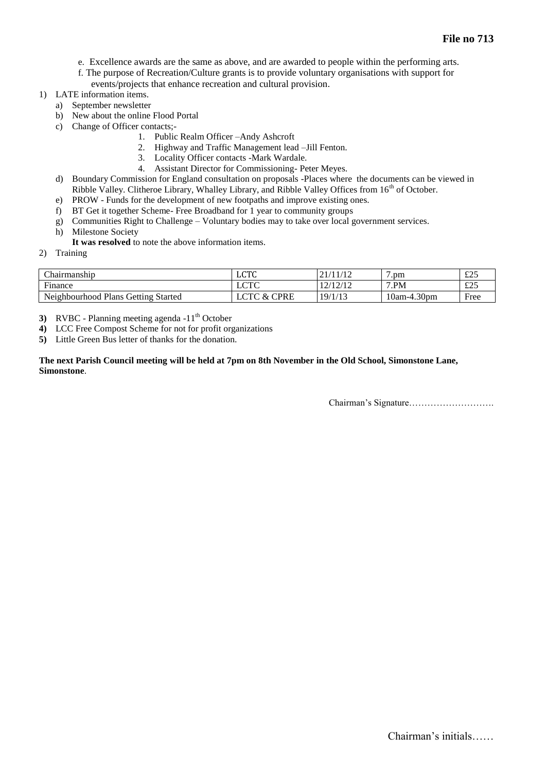**File no 713**

e. Excellence awards are the same as above, and are awarded to people within the performing arts.
f. The purpose of Recreation/Culture grants is to provide voluntary organisations with support for events/projects that enhance recreation and cultural provision.

1) LATE information items.
   a) September newsletter
   b) New about the online Flood Portal
   c) Change of Officer contacts;-
      1. Public Realm Officer –Andy Ashcroft
      2. Highway and Traffic Management lead –Jill Fenton.
      3. Locality Officer contacts -Mark Wardale.
      4. Assistant Director for Commissioning- Peter Meyes.
   d) Boundary Commission for England consultation on proposals -Places where the documents can be viewed in Ribble Valley. Clitheroe Library, Whalley Library, and Ribble Valley Offices from 16th of October.
   e) PROW - Funds for the development of new footpaths and improve existing ones.
   f) BT Get it together Scheme- Free Broadband for 1 year to community groups
   g) Communities Right to Challenge – Voluntary bodies may to take over local government services.
   h) Milestone Society

   **It was resolved** to note the above information items.

2) Training

| | | | | |
|---|---|---|---|---|
| Chairmanship | LCTC | 21/11/12 | 7.pm | £25 |
| Finance | LCTC | 12/12/12 | 7.PM | £25 |
| Neighbourhood Plans Getting Started | LCTC & CPRE | 19/1/13 | 10am-4.30pm | Free |

**3)** RVBC - Planning meeting agenda -11th October

**4)** LCC Free Compost Scheme for not for profit organizations

**5)** Little Green Bus letter of thanks for the donation.

**The next Parish Council meeting will be held at 7pm on 8th November in the Old School, Simonstone Lane, Simonstone**.

Chairman's Signature……………………….

Chairman's initials……